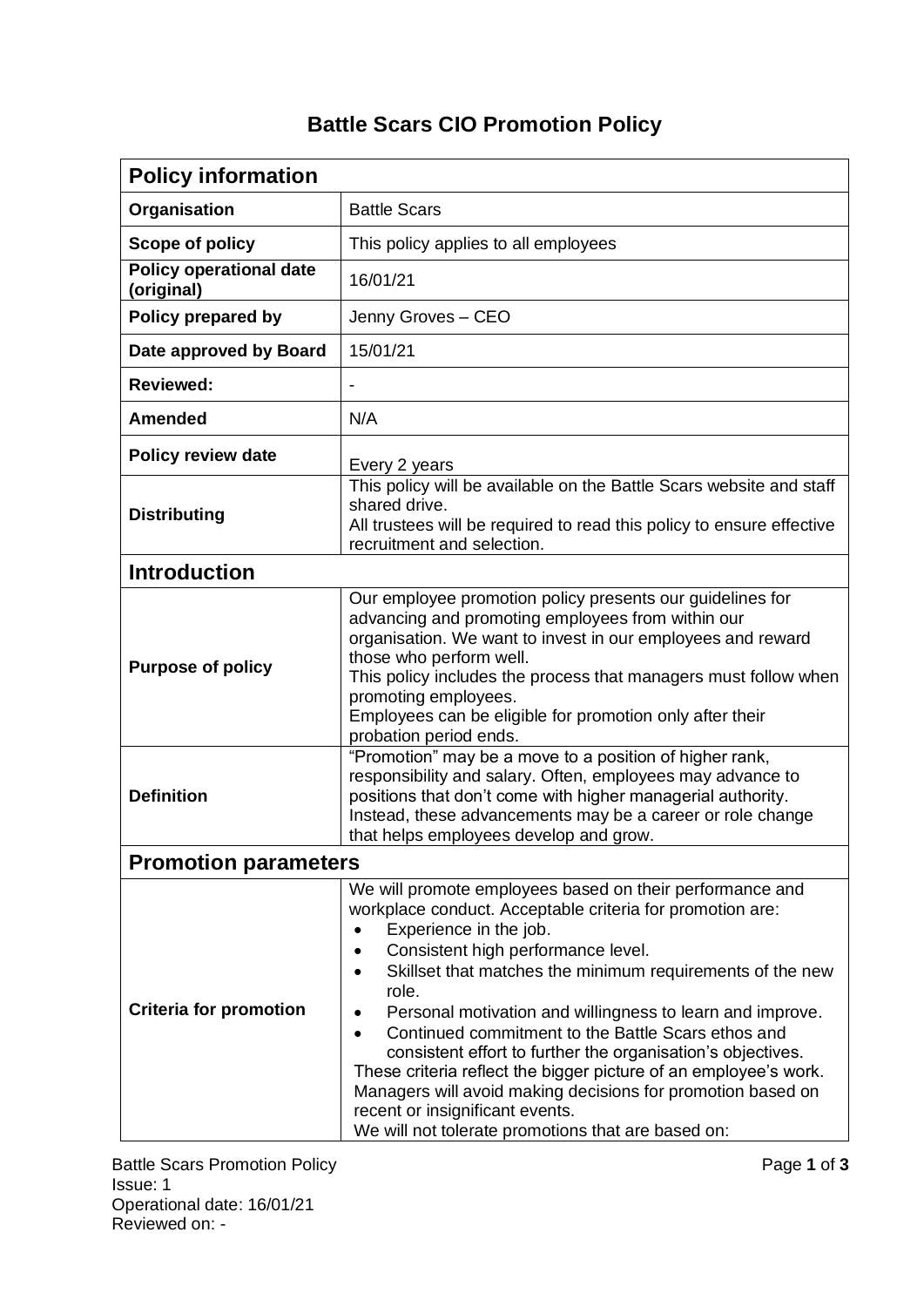# Battle Scars CIO Promotion Policy

| **Policy information** | |
|---|---|
| **Organisation** | Battle Scars |
| **Scope of policy** | This policy applies to all employees |
| **Policy operational date (original)** | 16/01/21 |
| **Policy prepared by** | Jenny Groves – CEO |
| **Date approved by Board** | 15/01/21 |
| **Reviewed:** | - |
| **Amended** | N/A |
| **Policy review date** | Every 2 years |
| **Distributing** | This policy will be available on the Battle Scars website and staff shared drive.<br>All trustees will be required to read this policy to ensure effective recruitment and selection. |
| **Introduction** | |
| **Purpose of policy** | Our employee promotion policy presents our guidelines for advancing and promoting employees from within our organisation. We want to invest in our employees and reward those who perform well.<br>This policy includes the process that managers must follow when promoting employees.<br>Employees can be eligible for promotion only after their probation period ends. |
| **Definition** | "Promotion" may be a move to a position of higher rank, responsibility and salary. Often, employees may advance to positions that don't come with higher managerial authority. Instead, these advancements may be a career or role change that helps employees develop and grow. |
| **Promotion parameters** | |
| **Criteria for promotion** | We will promote employees based on their performance and workplace conduct. Acceptable criteria for promotion are:<br>• Experience in the job.<br>• Consistent high performance level.<br>• Skillset that matches the minimum requirements of the new role.<br>• Personal motivation and willingness to learn and improve.<br>• Continued commitment to the Battle Scars ethos and consistent effort to further the organisation's objectives.<br>These criteria reflect the bigger picture of an employee's work. Managers will avoid making decisions for promotion based on recent or insignificant events.<br>We will not tolerate promotions that are based on: |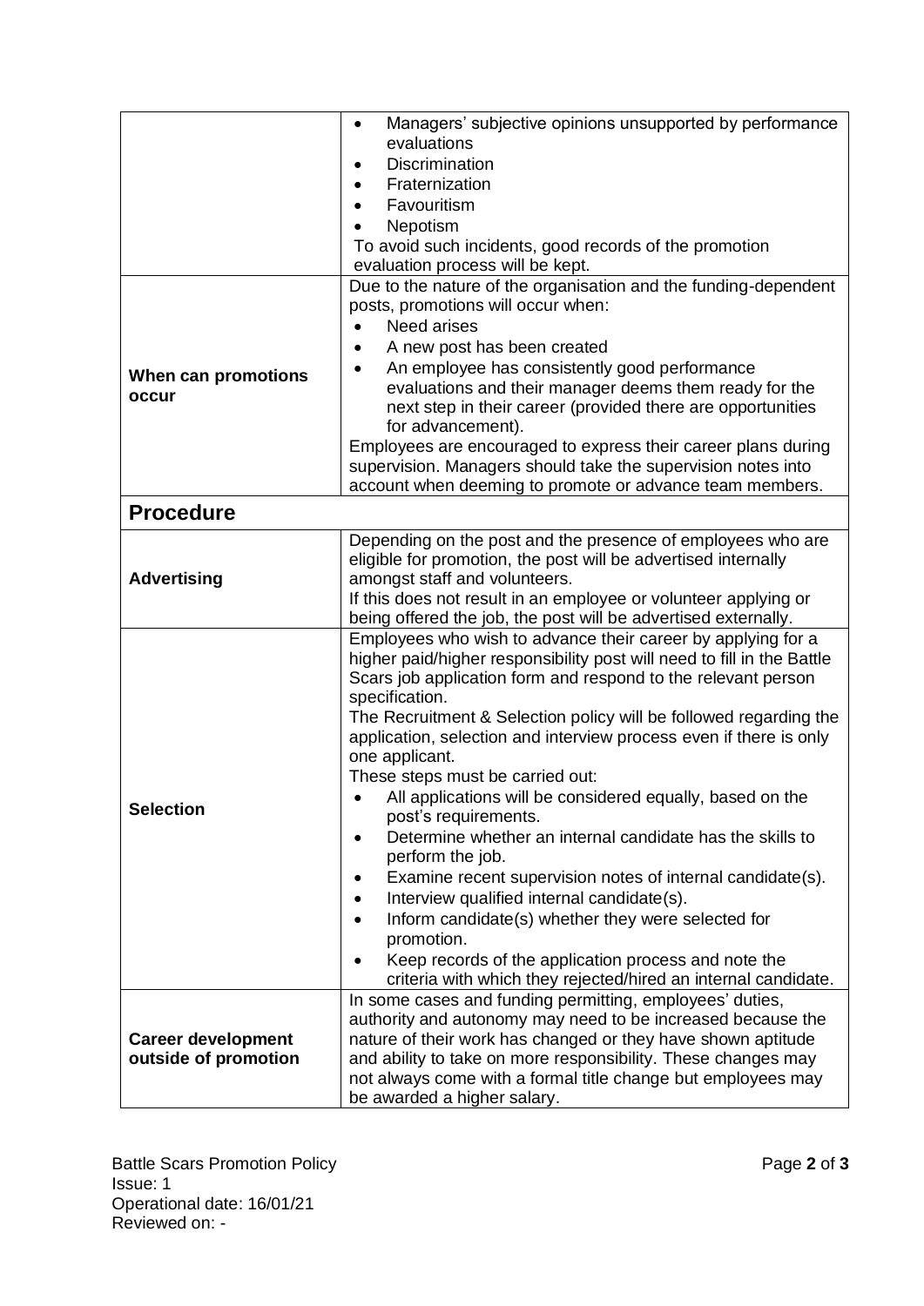| | |
|---|---|
| | • Managers' subjective opinions unsupported by performance evaluations<br>• Discrimination<br>• Fraternization<br>• Favouritism<br>• Nepotism<br>To avoid such incidents, good records of the promotion evaluation process will be kept. |
| **When can promotions occur** | Due to the nature of the organisation and the funding-dependent posts, promotions will occur when:<br>• Need arises<br>• A new post has been created<br>• An employee has consistently good performance evaluations and their manager deems them ready for the next step in their career (provided there are opportunities for advancement).<br>Employees are encouraged to express their career plans during supervision. Managers should take the supervision notes into account when deeming to promote or advance team members. |

## Procedure

| | |
|---|---|
| **Advertising** | Depending on the post and the presence of employees who are eligible for promotion, the post will be advertised internally amongst staff and volunteers.<br>If this does not result in an employee or volunteer applying or being offered the job, the post will be advertised externally. |
| **Selection** | Employees who wish to advance their career by applying for a higher paid/higher responsibility post will need to fill in the Battle Scars job application form and respond to the relevant person specification.<br>The Recruitment & Selection policy will be followed regarding the application, selection and interview process even if there is only one applicant.<br>These steps must be carried out:<br>• All applications will be considered equally, based on the post's requirements.<br>• Determine whether an internal candidate has the skills to perform the job.<br>• Examine recent supervision notes of internal candidate(s).<br>• Interview qualified internal candidate(s).<br>• Inform candidate(s) whether they were selected for promotion.<br>• Keep records of the application process and note the criteria with which they rejected/hired an internal candidate. |
| **Career development outside of promotion** | In some cases and funding permitting, employees' duties, authority and autonomy may need to be increased because the nature of their work has changed or they have shown aptitude and ability to take on more responsibility. These changes may not always come with a formal title change but employees may be awarded a higher salary. |

Battle Scars Promotion Policy
Issue: 1
Operational date: 16/01/21
Reviewed on: -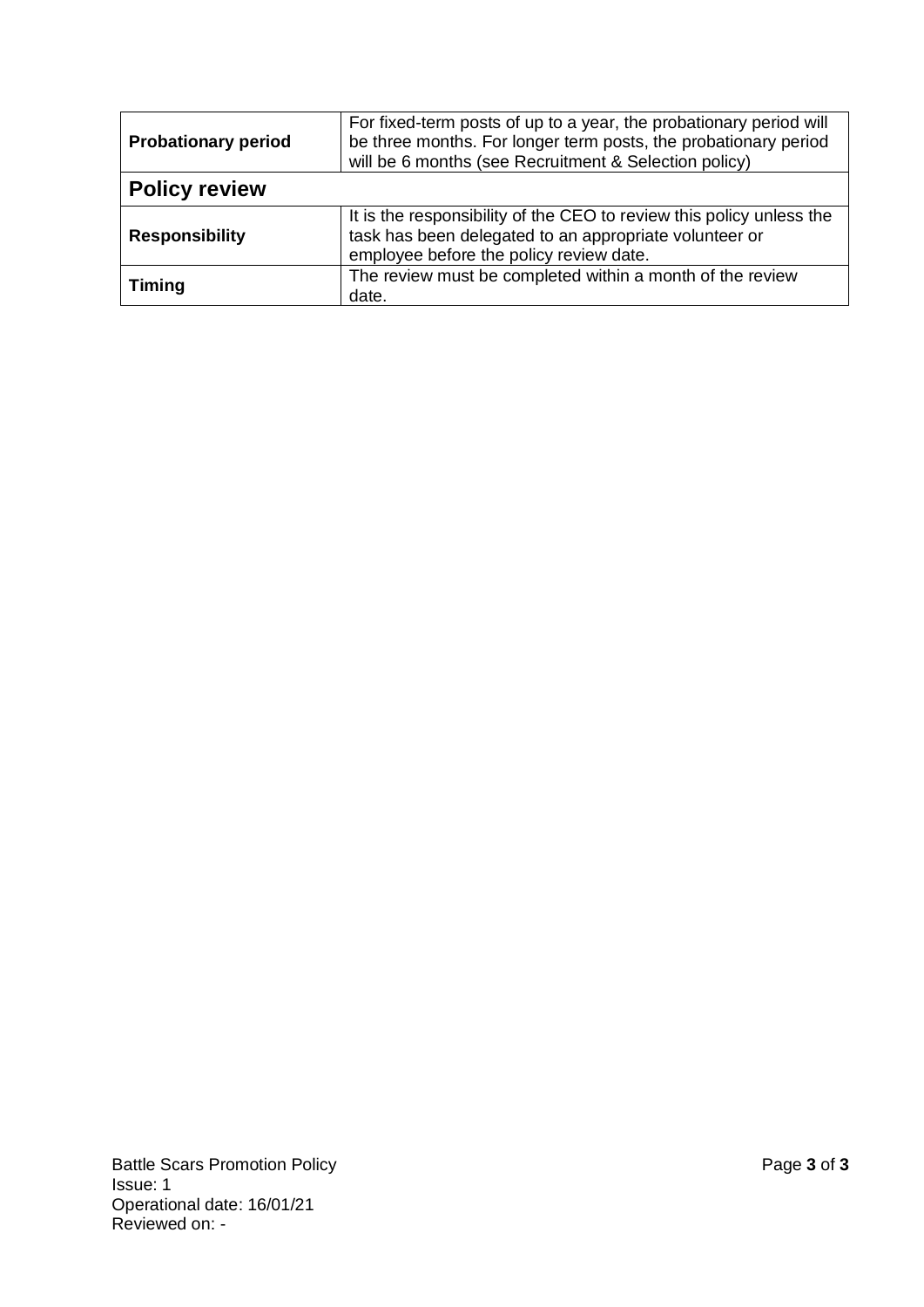| | |
|---|---|
| **Probationary period** | For fixed-term posts of up to a year, the probationary period will be three months. For longer term posts, the probationary period will be 6 months (see Recruitment & Selection policy) |

## Policy review

| | |
|---|---|
| **Responsibility** | It is the responsibility of the CEO to review this policy unless the task has been delegated to an appropriate volunteer or employee before the policy review date. |
| **Timing** | The review must be completed within a month of the review date. |

Battle Scars Promotion Policy
Issue: 1
Operational date: 16/01/21
Reviewed on: -